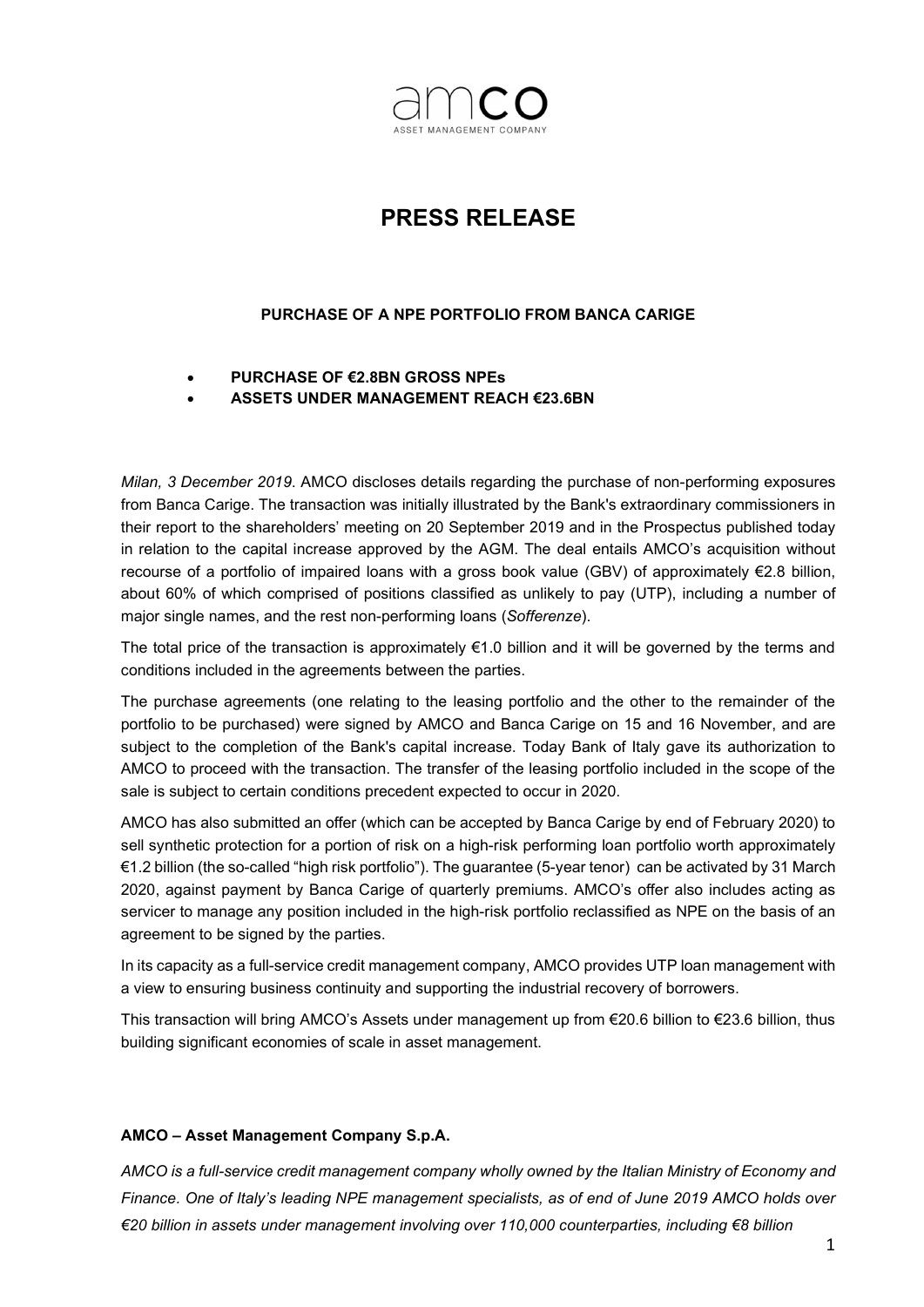# PRESS RELEASE

**PURCHASE OF A NPE PORTFOLIO FROM BANCA CARIGE**

- **PURCHASE OF €2.8BN GROSS NPEs**
- **ASSETS UNDER MANAGEMENT REACH €23.6BN**

*Milan, 3 December 2019*. AMCO discloses details regarding the purchase of non-performing exposures from Banca Carige. The transaction was initially illustrated by the Bank's extraordinary commissioners in their report to the shareholders' meeting on 20 September 2019 and in the Prospectus published today in relation to the capital increase approved by the AGM. The deal entails AMCO's acquisition without recourse of a portfolio of impaired loans with a gross book value (GBV) of approximately €2.8 billion, about 60% of which comprised of positions classified as unlikely to pay (UTP), including a number of major single names, and the rest non-performing loans (*Sofferenze*).

The total price of the transaction is approximately €1.0 billion and it will be governed by the terms and conditions included in the agreements between the parties.

The purchase agreements (one relating to the leasing portfolio and the other to the remainder of the portfolio to be purchased) were signed by AMCO and Banca Carige on 15 and 16 November, and are subject to the completion of the Bank's capital increase. Today Bank of Italy gave its authorization to AMCO to proceed with the transaction. The transfer of the leasing portfolio included in the scope of the sale is subject to certain conditions precedent expected to occur in 2020.

AMCO has also submitted an offer (which can be accepted by Banca Carige by end of February 2020) to sell synthetic protection for a portion of risk on a high-risk performing loan portfolio worth approximately €1.2 billion (the so-called "high risk portfolio"). The guarantee (5-year tenor) can be activated by 31 March 2020, against payment by Banca Carige of quarterly premiums. AMCO's offer also includes acting as servicer to manage any position included in the high-risk portfolio reclassified as NPE on the basis of an agreement to be signed by the parties.

In its capacity as a full-service credit management company, AMCO provides UTP loan management with a view to ensuring business continuity and supporting the industrial recovery of borrowers.

This transaction will bring AMCO's Assets under management up from €20.6 billion to €23.6 billion, thus building significant economies of scale in asset management.

**AMCO – Asset Management Company S.p.A.**

*AMCO is a full-service credit management company wholly owned by the Italian Ministry of Economy and Finance. One of Italy's leading NPE management specialists, as of end of June 2019 AMCO holds over €20 billion in assets under management involving over 110,000 counterparties, including €8 billion*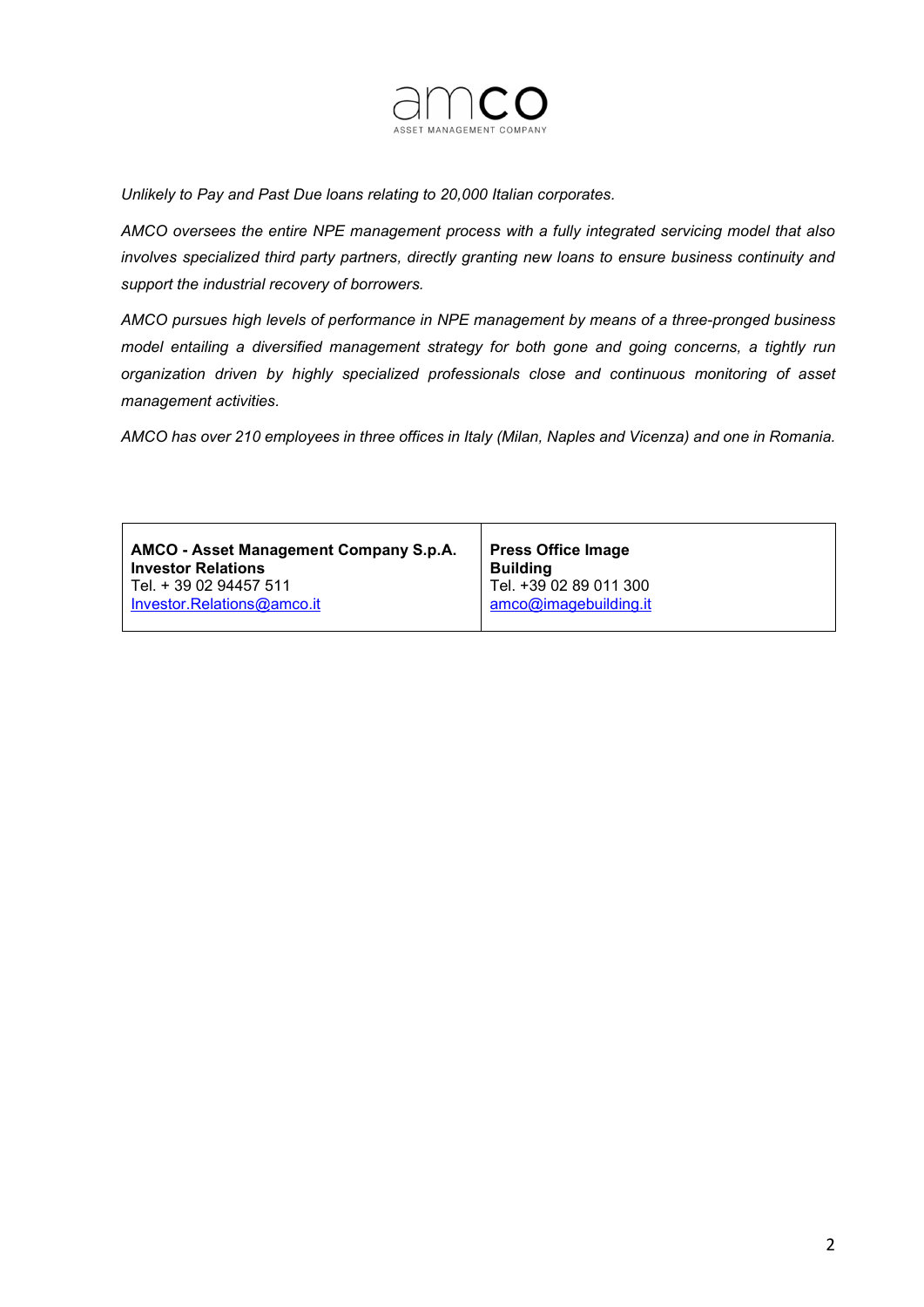*Unlikely to Pay and Past Due loans relating to 20,000 Italian corporates.*

*AMCO oversees the entire NPE management process with a fully integrated servicing model that also involves specialized third party partners, directly granting new loans to ensure business continuity and support the industrial recovery of borrowers.*

*AMCO pursues high levels of performance in NPE management by means of a three-pronged business model entailing a diversified management strategy for both gone and going concerns, a tightly run organization driven by highly specialized professionals close and continuous monitoring of asset management activities.*

*AMCO has over 210 employees in three offices in Italy (Milan, Naples and Vicenza) and one in Romania.*

| | |
|---|---|
| **AMCO - Asset Management Company S.p.A.** **Investor Relations** Tel. + 39 02 94457 511 Investor.Relations@amco.it | **Press Office Image Building** Tel. +39 02 89 011 300 amco@imagebuilding.it |